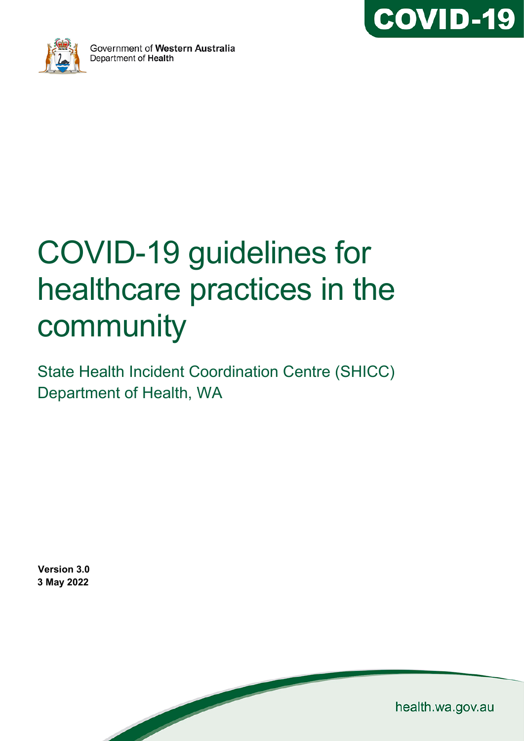Government of **Western Australia**
Department of **Health**

**COVID-19**

# COVID-19 guidelines for healthcare practices in the community

State Health Incident Coordination Centre (SHICC)
Department of Health, WA

**Version 3.0**
**3 May 2022**

health.wa.gov.au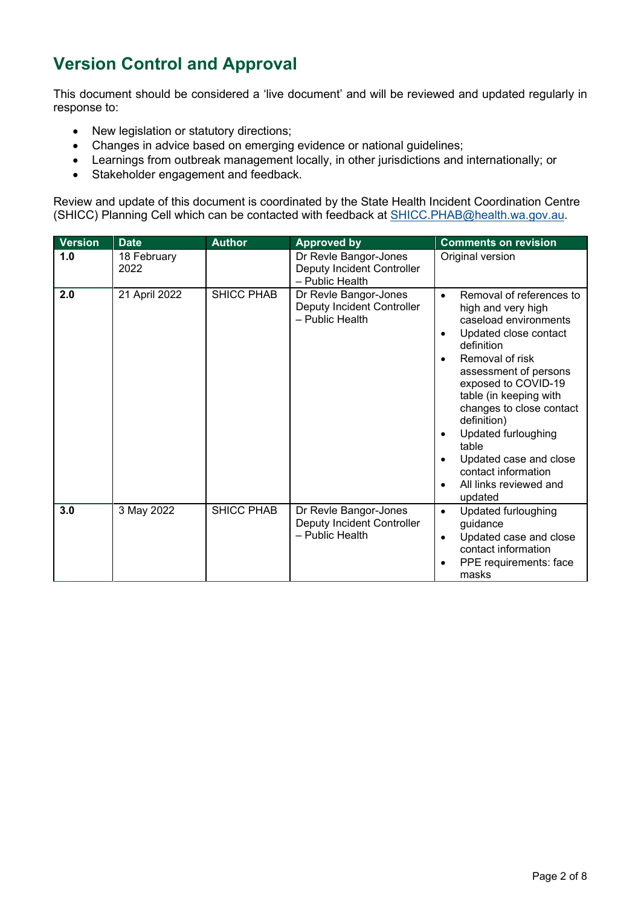# Version Control and Approval

This document should be considered a 'live document' and will be reviewed and updated regularly in response to:

- New legislation or statutory directions;
- Changes in advice based on emerging evidence or national guidelines;
- Learnings from outbreak management locally, in other jurisdictions and internationally; or
- Stakeholder engagement and feedback.

Review and update of this document is coordinated by the State Health Incident Coordination Centre (SHICC) Planning Cell which can be contacted with feedback at SHICC.PHAB@health.wa.gov.au.

| Version | Date | Author | Approved by | Comments on revision |
|---|---|---|---|---|
| **1.0** | 18 February 2022 | | Dr Revle Bangor-Jones Deputy Incident Controller – Public Health | Original version |
| **2.0** | 21 April 2022 | SHICC PHAB | Dr Revle Bangor-Jones Deputy Incident Controller – Public Health | • Removal of references to high and very high caseload environments<br>• Updated close contact definition<br>• Removal of risk assessment of persons exposed to COVID-19 table (in keeping with changes to close contact definition)<br>• Updated furloughing table<br>• Updated case and close contact information<br>• All links reviewed and updated |
| **3.0** | 3 May 2022 | SHICC PHAB | Dr Revle Bangor-Jones Deputy Incident Controller – Public Health | • Updated furloughing guidance<br>• Updated case and close contact information<br>• PPE requirements: face masks |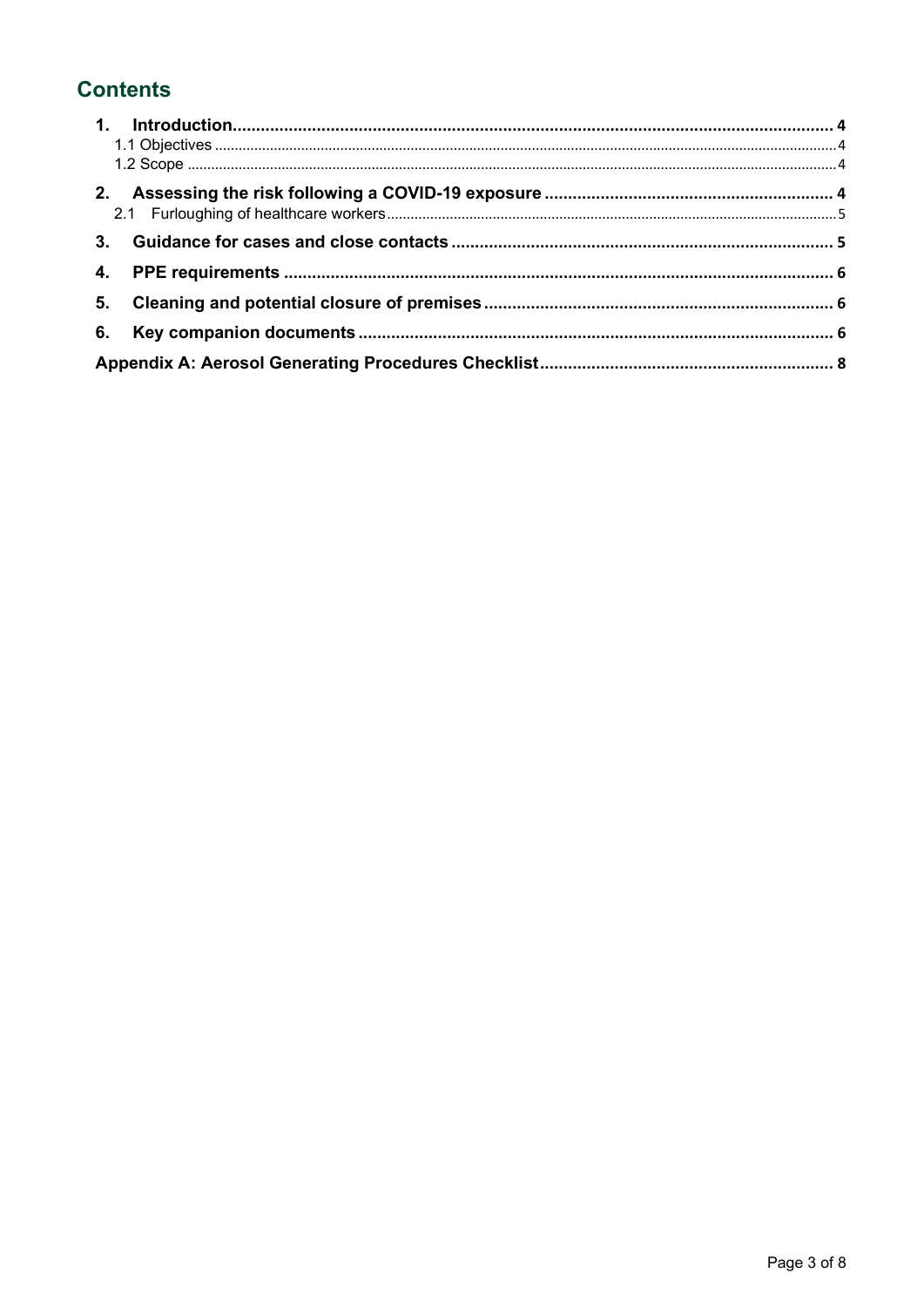## Contents

1. **Introduction** ... 4
   - 1.1 Objectives ... 4
   - 1.2 Scope ... 4
2. **Assessing the risk following a COVID-19 exposure** ... 4
   - 2.1 Furloughing of healthcare workers ... 5
3. **Guidance for cases and close contacts** ... 5
4. **PPE requirements** ... 6
5. **Cleaning and potential closure of premises** ... 6
6. **Key companion documents** ... 6

**Appendix A: Aerosol Generating Procedures Checklist** ... 8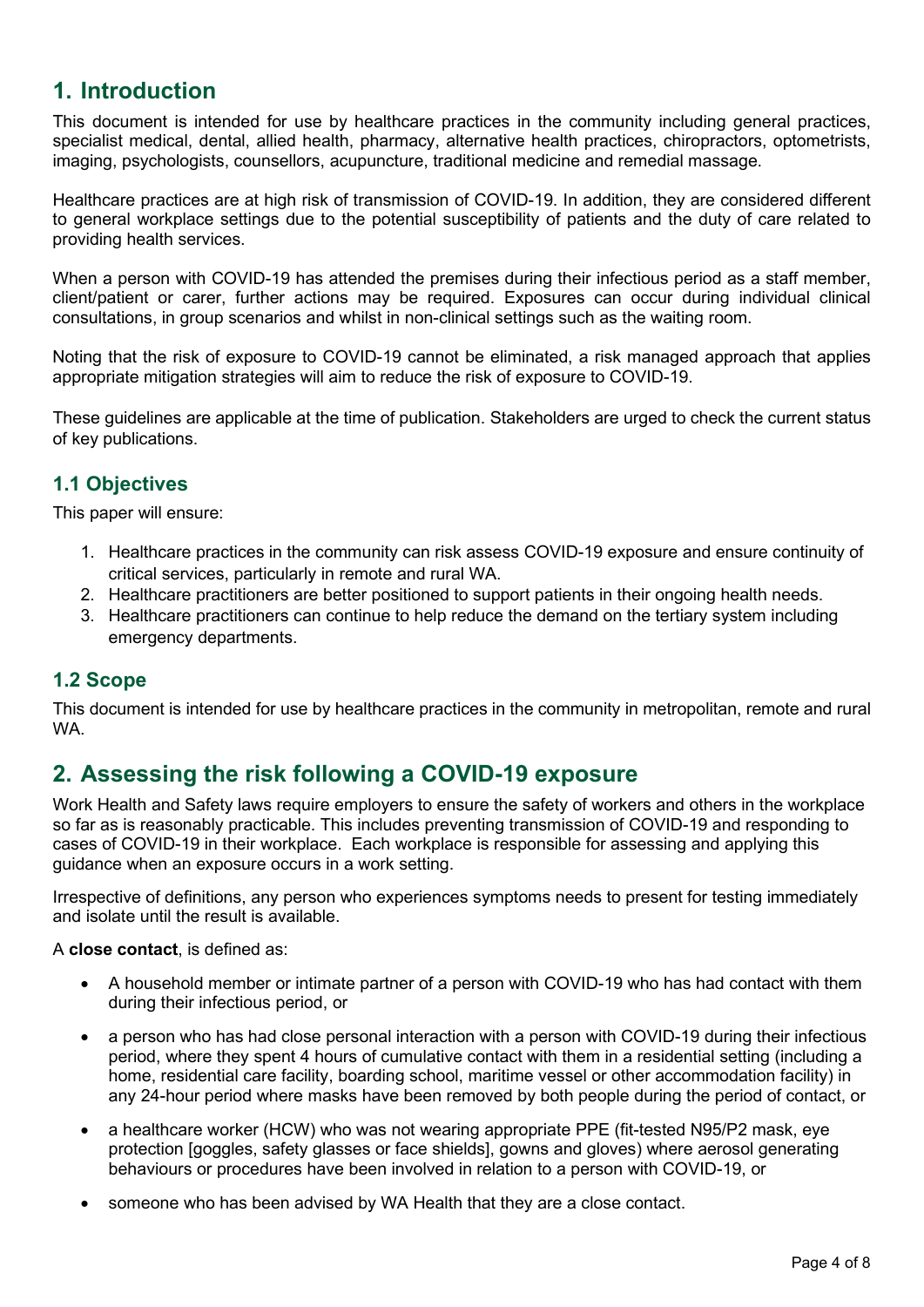## 1. Introduction

This document is intended for use by healthcare practices in the community including general practices, specialist medical, dental, allied health, pharmacy, alternative health practices, chiropractors, optometrists, imaging, psychologists, counsellors, acupuncture, traditional medicine and remedial massage.

Healthcare practices are at high risk of transmission of COVID-19. In addition, they are considered different to general workplace settings due to the potential susceptibility of patients and the duty of care related to providing health services.

When a person with COVID-19 has attended the premises during their infectious period as a staff member, client/patient or carer, further actions may be required. Exposures can occur during individual clinical consultations, in group scenarios and whilst in non-clinical settings such as the waiting room.

Noting that the risk of exposure to COVID-19 cannot be eliminated, a risk managed approach that applies appropriate mitigation strategies will aim to reduce the risk of exposure to COVID-19.

These guidelines are applicable at the time of publication. Stakeholders are urged to check the current status of key publications.

### 1.1 Objectives

This paper will ensure:

1. Healthcare practices in the community can risk assess COVID-19 exposure and ensure continuity of critical services, particularly in remote and rural WA.
2. Healthcare practitioners are better positioned to support patients in their ongoing health needs.
3. Healthcare practitioners can continue to help reduce the demand on the tertiary system including emergency departments.

### 1.2 Scope

This document is intended for use by healthcare practices in the community in metropolitan, remote and rural WA.

## 2. Assessing the risk following a COVID-19 exposure

Work Health and Safety laws require employers to ensure the safety of workers and others in the workplace so far as is reasonably practicable. This includes preventing transmission of COVID-19 and responding to cases of COVID-19 in their workplace. Each workplace is responsible for assessing and applying this guidance when an exposure occurs in a work setting.

Irrespective of definitions, any person who experiences symptoms needs to present for testing immediately and isolate until the result is available.

A **close contact**, is defined as:

- A household member or intimate partner of a person with COVID-19 who has had contact with them during their infectious period, or
- a person who has had close personal interaction with a person with COVID-19 during their infectious period, where they spent 4 hours of cumulative contact with them in a residential setting (including a home, residential care facility, boarding school, maritime vessel or other accommodation facility) in any 24-hour period where masks have been removed by both people during the period of contact, or
- a healthcare worker (HCW) who was not wearing appropriate PPE (fit-tested N95/P2 mask, eye protection [goggles, safety glasses or face shields], gowns and gloves) where aerosol generating behaviours or procedures have been involved in relation to a person with COVID-19, or
- someone who has been advised by WA Health that they are a close contact.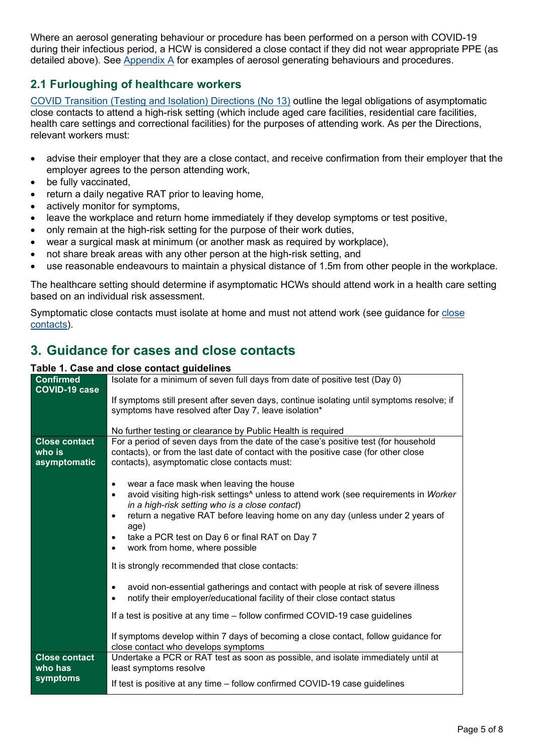Where an aerosol generating behaviour or procedure has been performed on a person with COVID-19 during their infectious period, a HCW is considered a close contact if they did not wear appropriate PPE (as detailed above). See [Appendix A](#) for examples of aerosol generating behaviours and procedures.

## 2.1 Furloughing of healthcare workers

[COVID Transition (Testing and Isolation) Directions (No 13)](#) outline the legal obligations of asymptomatic close contacts to attend a high-risk setting (which include aged care facilities, residential care facilities, health care settings and correctional facilities) for the purposes of attending work. As per the Directions, relevant workers must:

- advise their employer that they are a close contact, and receive confirmation from their employer that the employer agrees to the person attending work,
- be fully vaccinated,
- return a daily negative RAT prior to leaving home,
- actively monitor for symptoms,
- leave the workplace and return home immediately if they develop symptoms or test positive,
- only remain at the high-risk setting for the purpose of their work duties,
- wear a surgical mask at minimum (or another mask as required by workplace),
- not share break areas with any other person at the high-risk setting, and
- use reasonable endeavours to maintain a physical distance of 1.5m from other people in the workplace.

The healthcare setting should determine if asymptomatic HCWs should attend work in a health care setting based on an individual risk assessment.

Symptomatic close contacts must isolate at home and must not attend work (see guidance for [close contacts](#)).

# 3. Guidance for cases and close contacts

**Table 1. Case and close contact guidelines**

| | |
|---|---|
| **Confirmed COVID-19 case** | Isolate for a minimum of seven full days from date of positive test (Day 0)<br><br>If symptoms still present after seven days, continue isolating until symptoms resolve; if symptoms have resolved after Day 7, leave isolation*<br><br>No further testing or clearance by Public Health is required |
| **Close contact who is asymptomatic** | For a period of seven days from the date of the case's positive test (for household contacts), or from the last date of contact with the positive case (for other close contacts), asymptomatic close contacts must:<br><br>• wear a face mask when leaving the house<br>• avoid visiting high-risk settings^ unless to attend work (see requirements in *Worker in a high-risk setting who is a close contact*)<br>• return a negative RAT before leaving home on any day (unless under 2 years of age)<br>• take a PCR test on Day 6 or final RAT on Day 7<br>• work from home, where possible<br><br>It is strongly recommended that close contacts:<br><br>• avoid non-essential gatherings and contact with people at risk of severe illness<br>• notify their employer/educational facility of their close contact status<br><br>If a test is positive at any time – follow confirmed COVID-19 case guidelines<br><br>If symptoms develop within 7 days of becoming a close contact, follow guidance for close contact who develops symptoms |
| **Close contact who has symptoms** | Undertake a PCR or RAT test as soon as possible, and isolate immediately until at least symptoms resolve<br><br>If test is positive at any time – follow confirmed COVID-19 case guidelines |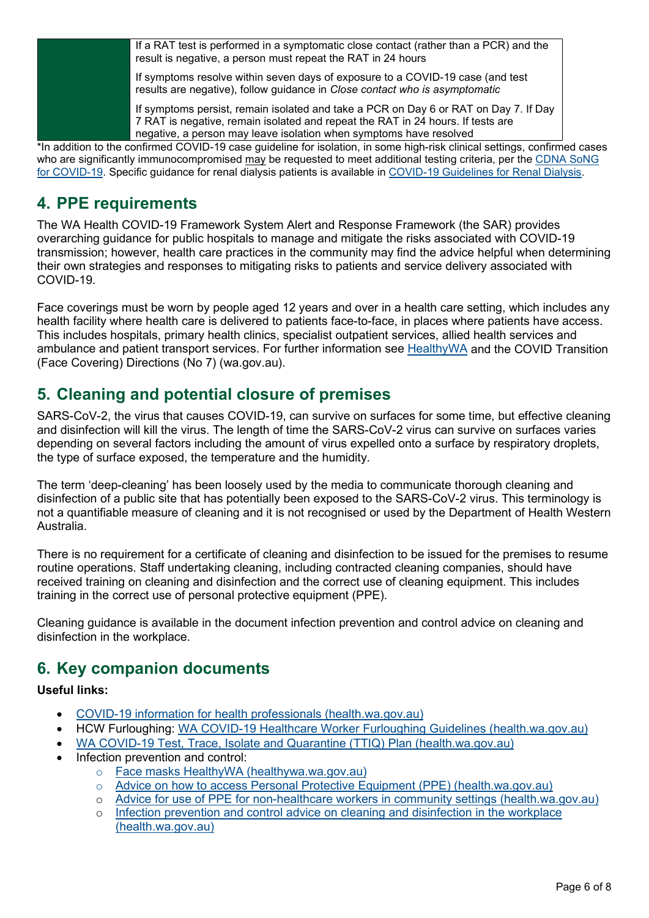| | |
|---|---|
| | If a RAT test is performed in a symptomatic close contact (rather than a PCR) and the result is negative, a person must repeat the RAT in 24 hours<br><br>If symptoms resolve within seven days of exposure to a COVID-19 case (and test results are negative), follow guidance in *Close contact who is asymptomatic*<br><br>If symptoms persist, remain isolated and take a PCR on Day 6 or RAT on Day 7. If Day 7 RAT is negative, remain isolated and repeat the RAT in 24 hours. If tests are negative, a person may leave isolation when symptoms have resolved |

*In addition to the confirmed COVID-19 case guideline for isolation, in some high-risk clinical settings, confirmed cases who are significantly immunocompromised may be requested to meet additional testing criteria, per the CDNA SoNG for COVID-19. Specific guidance for renal dialysis patients is available in COVID-19 Guidelines for Renal Dialysis.

## 4. PPE requirements

The WA Health COVID-19 Framework System Alert and Response Framework (the SAR) provides overarching guidance for public hospitals to manage and mitigate the risks associated with COVID-19 transmission; however, health care practices in the community may find the advice helpful when determining their own strategies and responses to mitigating risks to patients and service delivery associated with COVID-19.

Face coverings must be worn by people aged 12 years and over in a health care setting, which includes any health facility where health care is delivered to patients face-to-face, in places where patients have access. This includes hospitals, primary health clinics, specialist outpatient services, allied health services and ambulance and patient transport services. For further information see HealthyWA and the COVID Transition (Face Covering) Directions (No 7) (wa.gov.au).

## 5. Cleaning and potential closure of premises

SARS-CoV-2, the virus that causes COVID-19, can survive on surfaces for some time, but effective cleaning and disinfection will kill the virus. The length of time the SARS-CoV-2 virus can survive on surfaces varies depending on several factors including the amount of virus expelled onto a surface by respiratory droplets, the type of surface exposed, the temperature and the humidity.

The term 'deep-cleaning' has been loosely used by the media to communicate thorough cleaning and disinfection of a public site that has potentially been exposed to the SARS-CoV-2 virus. This terminology is not a quantifiable measure of cleaning and it is not recognised or used by the Department of Health Western Australia.

There is no requirement for a certificate of cleaning and disinfection to be issued for the premises to resume routine operations. Staff undertaking cleaning, including contracted cleaning companies, should have received training on cleaning and disinfection and the correct use of cleaning equipment. This includes training in the correct use of personal protective equipment (PPE).

Cleaning guidance is available in the document infection prevention and control advice on cleaning and disinfection in the workplace.

## 6. Key companion documents

**Useful links:**

- COVID-19 information for health professionals (health.wa.gov.au)
- HCW Furloughing: WA COVID-19 Healthcare Worker Furloughing Guidelines (health.wa.gov.au)
- WA COVID-19 Test, Trace, Isolate and Quarantine (TTIQ) Plan (health.wa.gov.au)
- Infection prevention and control:
    - Face masks HealthyWA (healthywa.wa.gov.au)
    - Advice on how to access Personal Protective Equipment (PPE) (health.wa.gov.au)
    - Advice for use of PPE for non-healthcare workers in community settings (health.wa.gov.au)
    - Infection prevention and control advice on cleaning and disinfection in the workplace (health.wa.gov.au)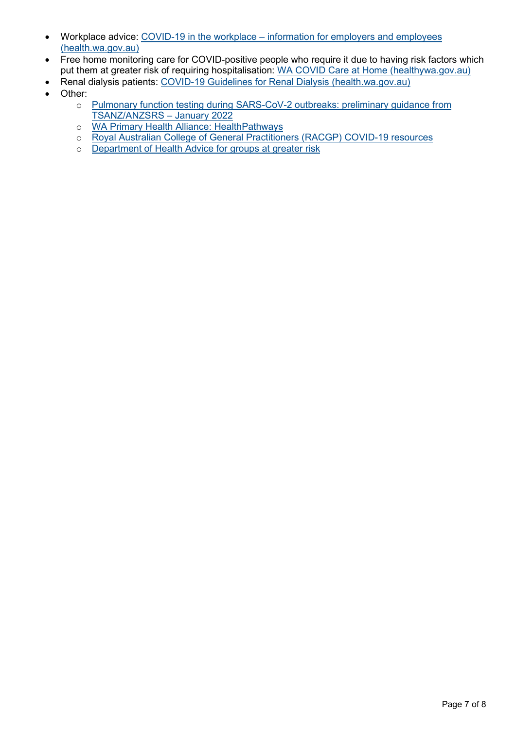- Workplace advice: COVID-19 in the workplace – information for employers and employees (health.wa.gov.au)
- Free home monitoring care for COVID-positive people who require it due to having risk factors which put them at greater risk of requiring hospitalisation: WA COVID Care at Home (healthywa.gov.au)
- Renal dialysis patients: COVID-19 Guidelines for Renal Dialysis (health.wa.gov.au)
- Other:
  - Pulmonary function testing during SARS-CoV-2 outbreaks: preliminary guidance from TSANZ/ANZSRS – January 2022
  - WA Primary Health Alliance: HealthPathways
  - Royal Australian College of General Practitioners (RACGP) COVID-19 resources
  - Department of Health Advice for groups at greater risk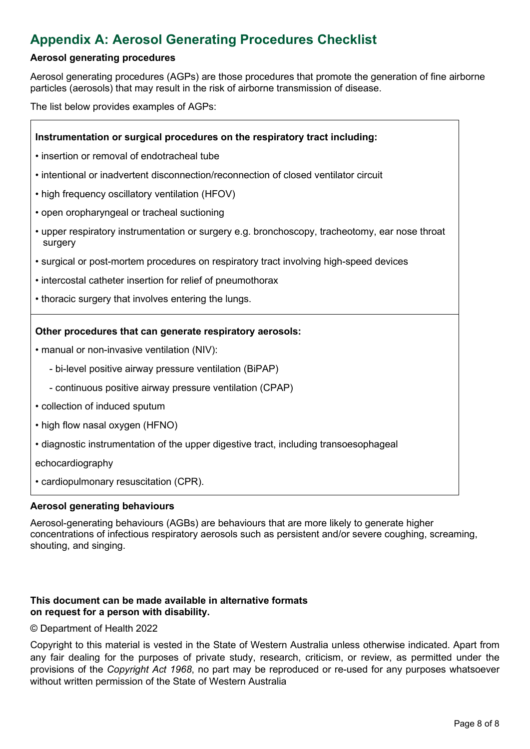## Appendix A: Aerosol Generating Procedures Checklist

**Aerosol generating procedures**

Aerosol generating procedures (AGPs) are those procedures that promote the generation of fine airborne particles (aerosols) that may result in the risk of airborne transmission of disease.

The list below provides examples of AGPs:

**Instrumentation or surgical procedures on the respiratory tract including:**

- insertion or removal of endotracheal tube
- intentional or inadvertent disconnection/reconnection of closed ventilator circuit
- high frequency oscillatory ventilation (HFOV)
- open oropharyngeal or tracheal suctioning
- upper respiratory instrumentation or surgery e.g. bronchoscopy, tracheotomy, ear nose throat surgery
- surgical or post-mortem procedures on respiratory tract involving high-speed devices
- intercostal catheter insertion for relief of pneumothorax
- thoracic surgery that involves entering the lungs.

**Other procedures that can generate respiratory aerosols:**

- manual or non-invasive ventilation (NIV):
  - bi-level positive airway pressure ventilation (BiPAP)
  - continuous positive airway pressure ventilation (CPAP)
- collection of induced sputum
- high flow nasal oxygen (HFNO)
- diagnostic instrumentation of the upper digestive tract, including transoesophageal echocardiography
- cardiopulmonary resuscitation (CPR).

**Aerosol generating behaviours**

Aerosol-generating behaviours (AGBs) are behaviours that are more likely to generate higher concentrations of infectious respiratory aerosols such as persistent and/or severe coughing, screaming, shouting, and singing.

**This document can be made available in alternative formats on request for a person with disability.**

© Department of Health 2022

Copyright to this material is vested in the State of Western Australia unless otherwise indicated. Apart from any fair dealing for the purposes of private study, research, criticism, or review, as permitted under the provisions of the *Copyright Act 1968*, no part may be reproduced or re-used for any purposes whatsoever without written permission of the State of Western Australia